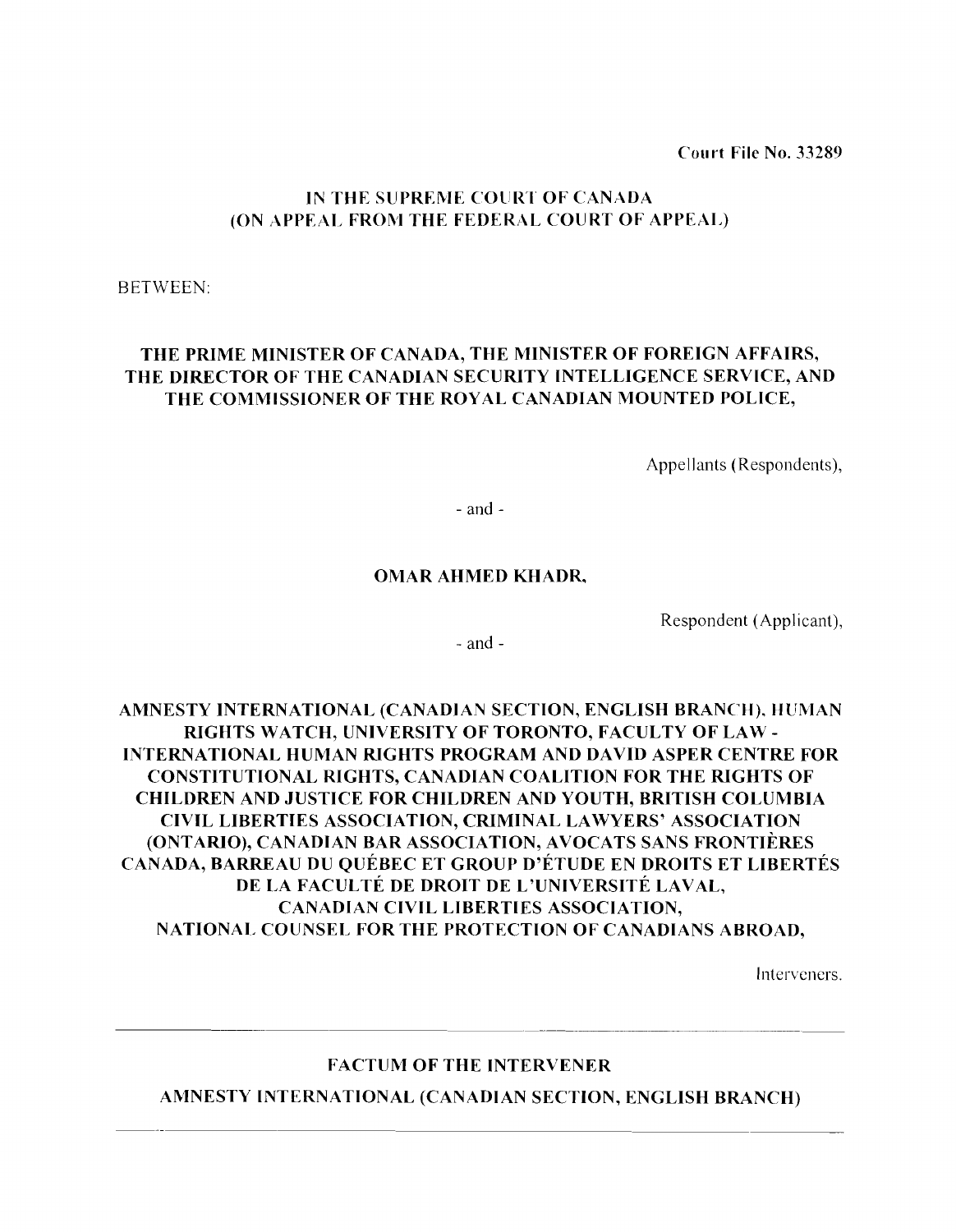Court File No. 33289

**IN THE SUPREME COURT OF CANADA**
**(ON APPEAL FROM THE FEDERAL COURT OF APPEAL)**

BETWEEN:

**THE PRIME MINISTER OF CANADA, THE MINISTER OF FOREIGN AFFAIRS, THE DIRECTOR OF THE CANADIAN SECURITY INTELLIGENCE SERVICE, AND THE COMMISSIONER OF THE ROYAL CANADIAN MOUNTED POLICE,**

Appellants (Respondents),

- and -

**OMAR AHMED KHADR,**

Respondent (Applicant),

- and -

**AMNESTY INTERNATIONAL (CANADIAN SECTION, ENGLISH BRANCH), HUMAN RIGHTS WATCH, UNIVERSITY OF TORONTO, FACULTY OF LAW - INTERNATIONAL HUMAN RIGHTS PROGRAM AND DAVID ASPER CENTRE FOR CONSTITUTIONAL RIGHTS, CANADIAN COALITION FOR THE RIGHTS OF CHILDREN AND JUSTICE FOR CHILDREN AND YOUTH, BRITISH COLUMBIA CIVIL LIBERTIES ASSOCIATION, CRIMINAL LAWYERS' ASSOCIATION (ONTARIO), CANADIAN BAR ASSOCIATION, AVOCATS SANS FRONTIÈRES CANADA, BARREAU DU QUÉBEC ET GROUP D'ÉTUDE EN DROITS ET LIBERTÉS DE LA FACULTÉ DE DROIT DE L'UNIVERSITÉ LAVAL, CANADIAN CIVIL LIBERTIES ASSOCIATION, NATIONAL COUNSEL FOR THE PROTECTION OF CANADIANS ABROAD,**

Interveners.

---

**FACTUM OF THE INTERVENER**

**AMNESTY INTERNATIONAL (CANADIAN SECTION, ENGLISH BRANCH)**

---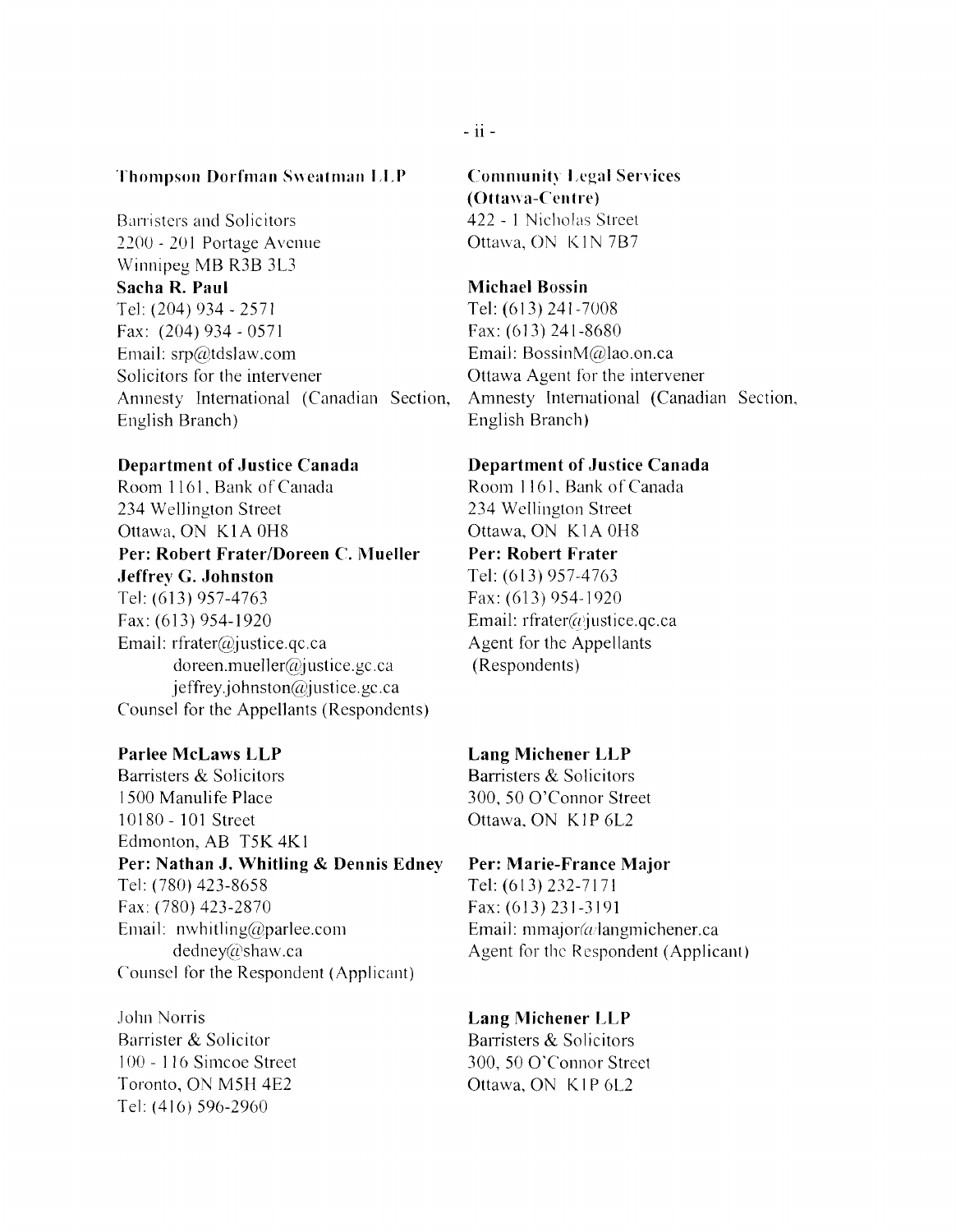**Thompson Dorfman Sweatman LLP**

Barristers and Solicitors
2200 - 201 Portage Avenue
Winnipeg MB R3B 3L3
**Sacha R. Paul**
Tel: (204) 934 - 2571
Fax: (204) 934 - 0571
Email: srp@tdslaw.com
Solicitors for the intervener
Amnesty International (Canadian Section, English Branch)

**Community Legal Services (Ottawa-Centre)**
422 - 1 Nicholas Street
Ottawa, ON K1N 7B7

**Michael Bossin**
Tel: (613) 241-7008
Fax: (613) 241-8680
Email: BossinM@lao.on.ca
Ottawa Agent for the intervener
Amnesty International (Canadian Section, English Branch)

**Department of Justice Canada**
Room 1161, Bank of Canada
234 Wellington Street
Ottawa, ON K1A 0H8
**Per: Robert Frater/Doreen C. Mueller**
**Jeffrey G. Johnston**
Tel: (613) 957-4763
Fax: (613) 954-1920
Email: rfrater@justice.qc.ca
doreen.mueller@justice.gc.ca
jeffrey.johnston@justice.gc.ca
Counsel for the Appellants (Respondents)

**Department of Justice Canada**
Room 1161, Bank of Canada
234 Wellington Street
Ottawa, ON K1A 0H8
**Per: Robert Frater**
Tel: (613) 957-4763
Fax: (613) 954-1920
Email: rfrater@justice.qc.ca
Agent for the Appellants (Respondents)

**Parlee McLaws LLP**
Barristers & Solicitors
1500 Manulife Place
10180 - 101 Street
Edmonton, AB T5K 4K1
**Per: Nathan J. Whitling & Dennis Edney**
Tel: (780) 423-8658
Fax: (780) 423-2870
Email: nwhitling@parlee.com
dedney@shaw.ca
Counsel for the Respondent (Applicant)

**Lang Michener LLP**
Barristers & Solicitors
300, 50 O'Connor Street
Ottawa, ON K1P 6L2

**Per: Marie-France Major**
Tel: (613) 232-7171
Fax: (613) 231-3191
Email: mmajor@langmichener.ca
Agent for the Respondent (Applicant)

John Norris
Barrister & Solicitor
100 - 116 Simcoe Street
Toronto, ON M5H 4E2
Tel: (416) 596-2960

**Lang Michener LLP**
Barristers & Solicitors
300, 50 O'Connor Street
Ottawa, ON K1P 6L2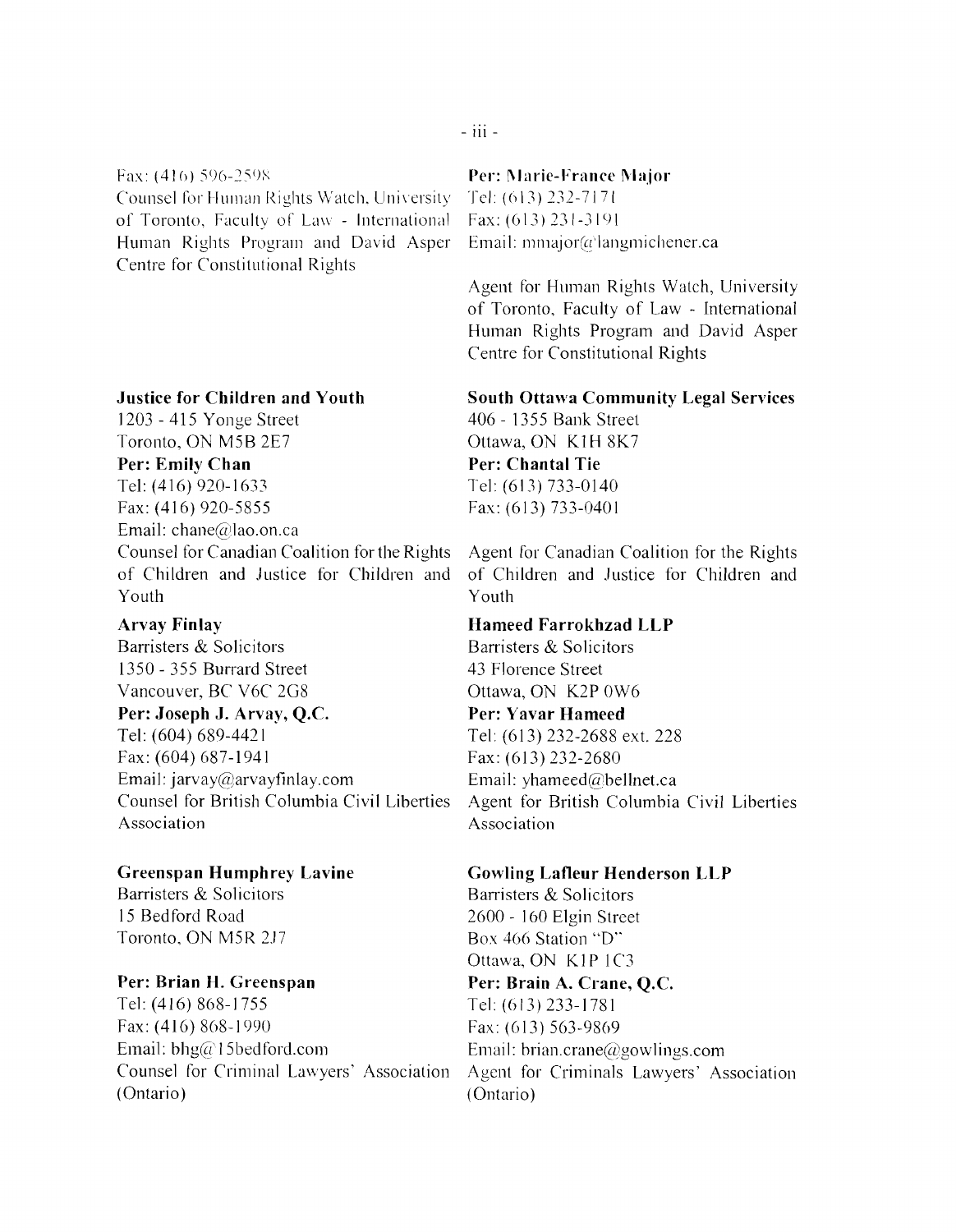Fax: (416) 596-2598
Counsel for Human Rights Watch, University of Toronto, Faculty of Law - International Human Rights Program and David Asper Centre for Constitutional Rights

**Per: Marie-France Major**
Tel: (613) 232-7171
Fax: (613) 231-3191
Email: mmajor@langmichener.ca

Agent for Human Rights Watch, University of Toronto, Faculty of Law - International Human Rights Program and David Asper Centre for Constitutional Rights

**Justice for Children and Youth**
1203 - 415 Yonge Street
Toronto, ON M5B 2E7
**Per: Emily Chan**
Tel: (416) 920-1633
Fax: (416) 920-5855
Email: chane@lao.on.ca
Counsel for Canadian Coalition for the Rights of Children and Justice for Children and Youth

**South Ottawa Community Legal Services**
406 - 1355 Bank Street
Ottawa, ON K1H 8K7
**Per: Chantal Tie**
Tel: (613) 733-0140
Fax: (613) 733-0401

Agent for Canadian Coalition for the Rights of Children and Justice for Children and Youth

**Arvay Finlay**
Barristers & Solicitors
1350 - 355 Burrard Street
Vancouver, BC V6C 2G8
**Per: Joseph J. Arvay, Q.C.**
Tel: (604) 689-4421
Fax: (604) 687-1941
Email: jarvay@arvayfinlay.com
Counsel for British Columbia Civil Liberties Association

**Hameed Farrokhzad LLP**
Barristers & Solicitors
43 Florence Street
Ottawa, ON K2P 0W6
**Per: Yavar Hameed**
Tel: (613) 232-2688 ext. 228
Fax: (613) 232-2680
Email: yhameed@bellnet.ca
Agent for British Columbia Civil Liberties Association

**Greenspan Humphrey Lavine**
Barristers & Solicitors
15 Bedford Road
Toronto, ON M5R 2J7

**Per: Brian H. Greenspan**
Tel: (416) 868-1755
Fax: (416) 868-1990
Email: bhg@15bedford.com
Counsel for Criminal Lawyers' Association (Ontario)

**Gowling Lafleur Henderson LLP**
Barristers & Solicitors
2600 - 160 Elgin Street
Box 466 Station "D"
Ottawa, ON K1P 1C3
**Per: Brain A. Crane, Q.C.**
Tel: (613) 233-1781
Fax: (613) 563-9869
Email: brian.crane@gowlings.com
Agent for Criminals Lawyers' Association (Ontario)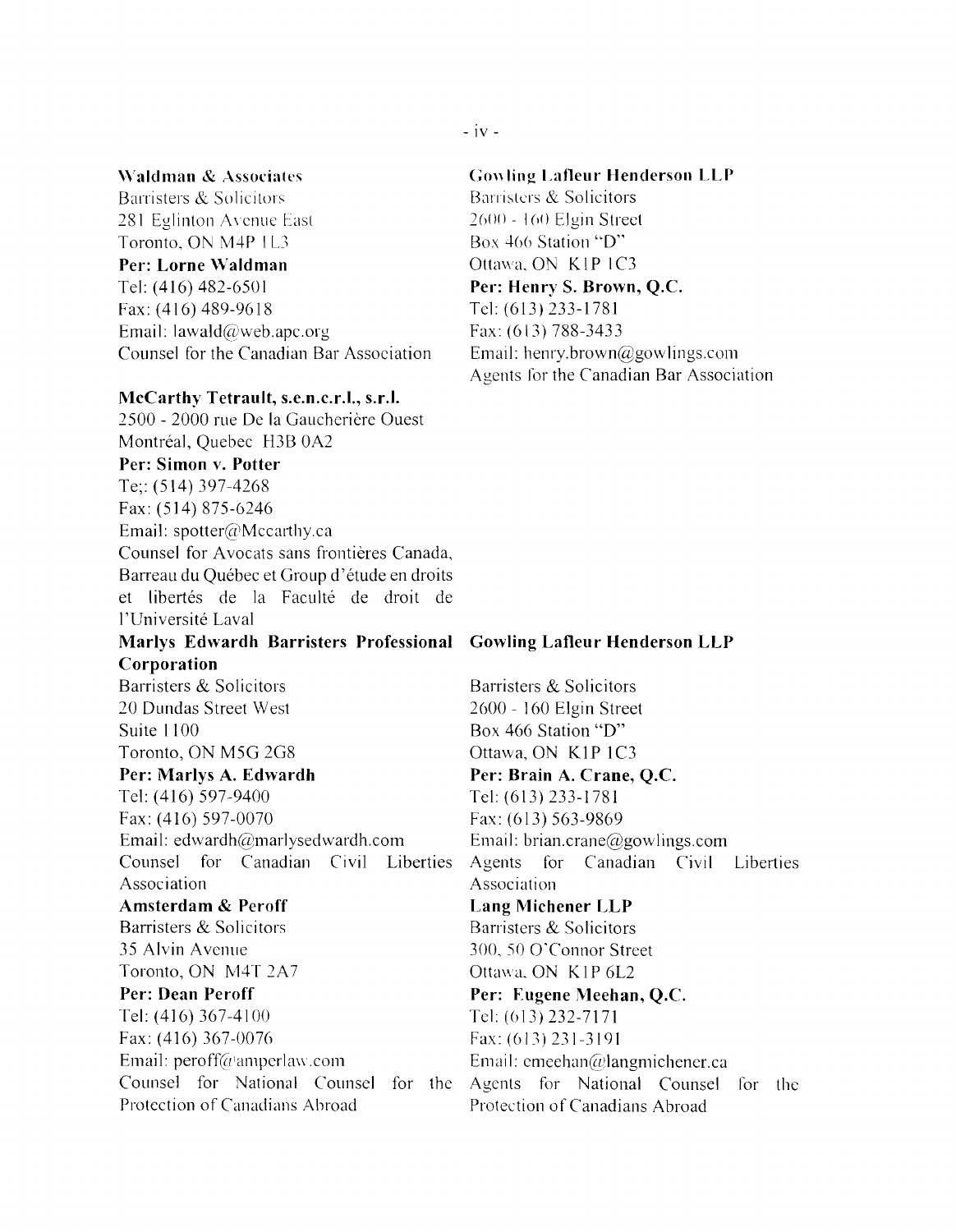**Waldman & Associates**
Barristers & Solicitors
281 Eglinton Avenue East
Toronto, ON M4P 1L3
**Per: Lorne Waldman**
Tel: (416) 482-6501
Fax: (416) 489-9618
Email: lawald@web.apc.org
Counsel for the Canadian Bar Association

**Gowling Lafleur Henderson LLP**
Barristers & Solicitors
2600 - 160 Elgin Street
Box 466 Station "D"
Ottawa, ON K1P 1C3
**Per: Henry S. Brown, Q.C.**
Tel: (613) 233-1781
Fax: (613) 788-3433
Email: henry.brown@gowlings.com
Agents for the Canadian Bar Association

**McCarthy Tetrault, s.e.n.c.r.l., s.r.l.**
2500 - 2000 rue De la Gaucherière Ouest
Montréal, Quebec H3B 0A2
**Per: Simon v. Potter**
Te;: (514) 397-4268
Fax: (514) 875-6246
Email: spotter@Mccarthy.ca
Counsel for Avocats sans frontières Canada, Barreau du Québec et Group d'étude en droits et libertés de la Faculté de droit de l'Université Laval

**Marlys Edwardh Barristers Professional Corporation**
Barristers & Solicitors
20 Dundas Street West
Suite 1100
Toronto, ON M5G 2G8
**Per: Marlys A. Edwardh**
Tel: (416) 597-9400
Fax: (416) 597-0070
Email: edwardh@marlysedwardh.com
Counsel for Canadian Civil Liberties Association

**Gowling Lafleur Henderson LLP**
Barristers & Solicitors
2600 - 160 Elgin Street
Box 466 Station "D"
Ottawa, ON K1P 1C3
**Per: Brain A. Crane, Q.C.**
Tel: (613) 233-1781
Fax: (613) 563-9869
Email: brian.crane@gowlings.com
Agents for Canadian Civil Liberties Association

**Amsterdam & Peroff**
Barristers & Solicitors
35 Alvin Avenue
Toronto, ON M4T 2A7
**Per: Dean Peroff**
Tel: (416) 367-4100
Fax: (416) 367-0076
Email: peroff@amperlaw.com
Counsel for National Counsel for the Protection of Canadians Abroad

**Lang Michener LLP**
Barristers & Solicitors
300, 50 O'Connor Street
Ottawa, ON K1P 6L2
**Per: Eugene Meehan, Q.C.**
Tel: (613) 232-7171
Fax: (613) 231-3191
Email: emeehan@langmichener.ca
Agents for National Counsel for the Protection of Canadians Abroad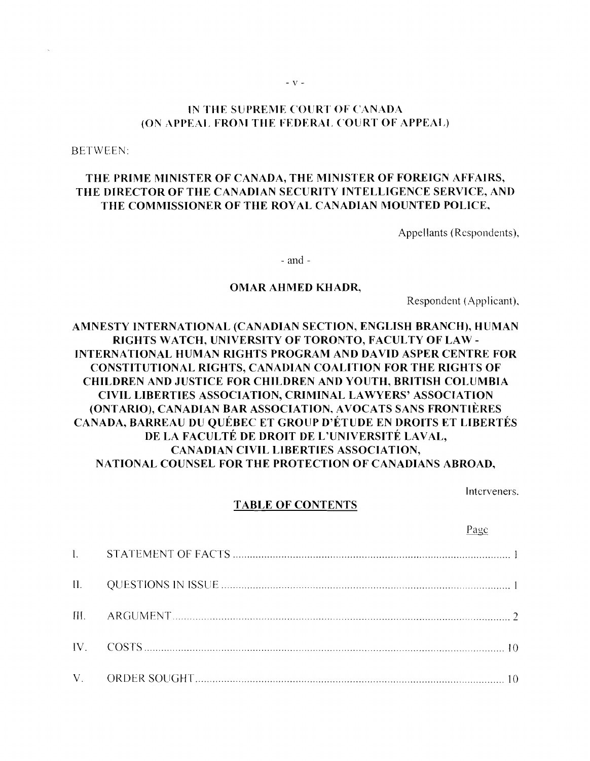**IN THE SUPREME COURT OF CANADA**
**(ON APPEAL FROM THE FEDERAL COURT OF APPEAL)**

BETWEEN:

**THE PRIME MINISTER OF CANADA, THE MINISTER OF FOREIGN AFFAIRS, THE DIRECTOR OF THE CANADIAN SECURITY INTELLIGENCE SERVICE, AND THE COMMISSIONER OF THE ROYAL CANADIAN MOUNTED POLICE,**

Appellants (Respondents),

\- and -

**OMAR AHMED KHADR,**

Respondent (Applicant),

**AMNESTY INTERNATIONAL (CANADIAN SECTION, ENGLISH BRANCH), HUMAN RIGHTS WATCH, UNIVERSITY OF TORONTO, FACULTY OF LAW - INTERNATIONAL HUMAN RIGHTS PROGRAM AND DAVID ASPER CENTRE FOR CONSTITUTIONAL RIGHTS, CANADIAN COALITION FOR THE RIGHTS OF CHILDREN AND JUSTICE FOR CHILDREN AND YOUTH, BRITISH COLUMBIA CIVIL LIBERTIES ASSOCIATION, CRIMINAL LAWYERS' ASSOCIATION (ONTARIO), CANADIAN BAR ASSOCIATION, AVOCATS SANS FRONTIÈRES CANADA, BARREAU DU QUÉBEC ET GROUP D'ÉTUDE EN DROITS ET LIBERTÉS DE LA FACULTÉ DE DROIT DE L'UNIVERSITÉ LAVAL, CANADIAN CIVIL LIBERTIES ASSOCIATION, NATIONAL COUNSEL FOR THE PROTECTION OF CANADIANS ABROAD,**

Interveners.

## TABLE OF CONTENTS

| | | Page |
|---|---|---|
| I. | STATEMENT OF FACTS | 1 |
| II. | QUESTIONS IN ISSUE | 1 |
| III. | ARGUMENT | 2 |
| IV. | COSTS | 10 |
| V. | ORDER SOUGHT | 10 |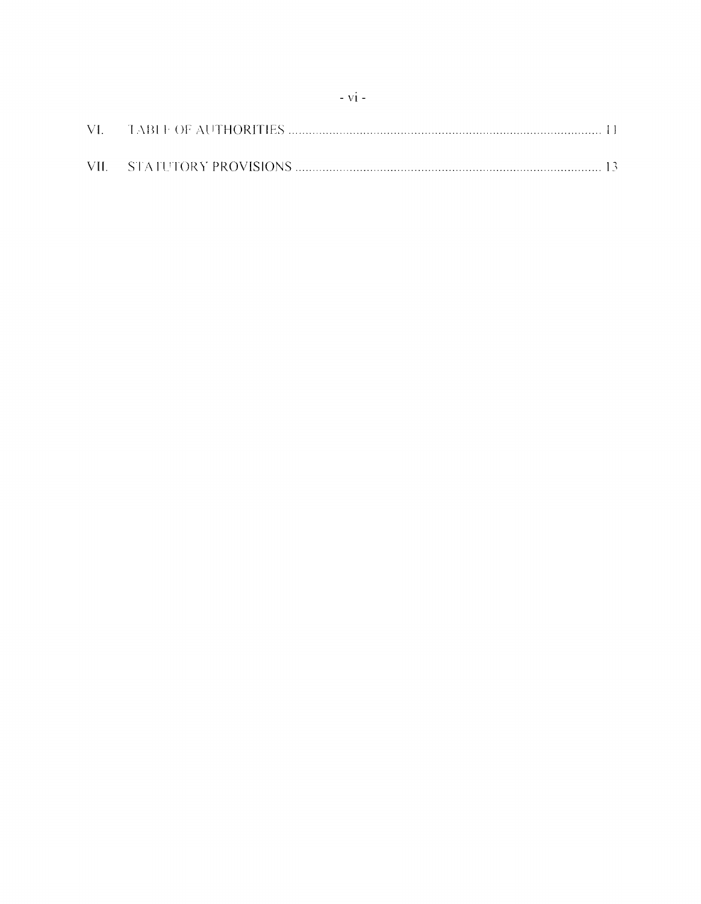VI. TABLE OF AUTHORITIES .......................................................................................... 11

VII. STATUTORY PROVISIONS ........................................................................................ 13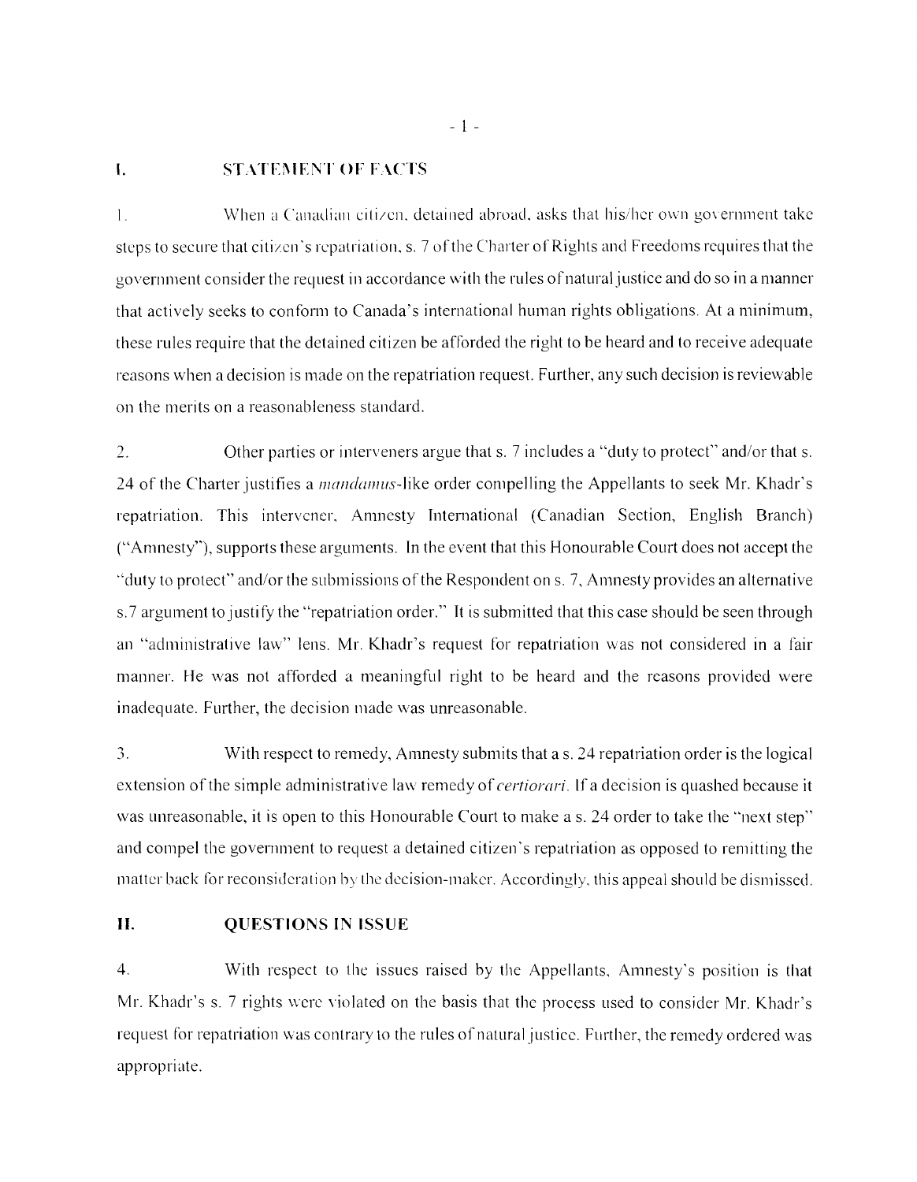## I. STATEMENT OF FACTS

1. When a Canadian citizen, detained abroad, asks that his/her own government take steps to secure that citizen's repatriation, s. 7 of the Charter of Rights and Freedoms requires that the government consider the request in accordance with the rules of natural justice and do so in a manner that actively seeks to conform to Canada's international human rights obligations. At a minimum, these rules require that the detained citizen be afforded the right to be heard and to receive adequate reasons when a decision is made on the repatriation request. Further, any such decision is reviewable on the merits on a reasonableness standard.

2. Other parties or interveners argue that s. 7 includes a "duty to protect" and/or that s. 24 of the Charter justifies a *mandamus*-like order compelling the Appellants to seek Mr. Khadr's repatriation. This intervener, Amnesty International (Canadian Section, English Branch) ("Amnesty"), supports these arguments. In the event that this Honourable Court does not accept the "duty to protect" and/or the submissions of the Respondent on s. 7, Amnesty provides an alternative s.7 argument to justify the "repatriation order." It is submitted that this case should be seen through an "administrative law" lens. Mr. Khadr's request for repatriation was not considered in a fair manner. He was not afforded a meaningful right to be heard and the reasons provided were inadequate. Further, the decision made was unreasonable.

3. With respect to remedy, Amnesty submits that a s. 24 repatriation order is the logical extension of the simple administrative law remedy of *certiorari*. If a decision is quashed because it was unreasonable, it is open to this Honourable Court to make a s. 24 order to take the "next step" and compel the government to request a detained citizen's repatriation as opposed to remitting the matter back for reconsideration by the decision-maker. Accordingly, this appeal should be dismissed.

## II. QUESTIONS IN ISSUE

4. With respect to the issues raised by the Appellants, Amnesty's position is that Mr. Khadr's s. 7 rights were violated on the basis that the process used to consider Mr. Khadr's request for repatriation was contrary to the rules of natural justice. Further, the remedy ordered was appropriate.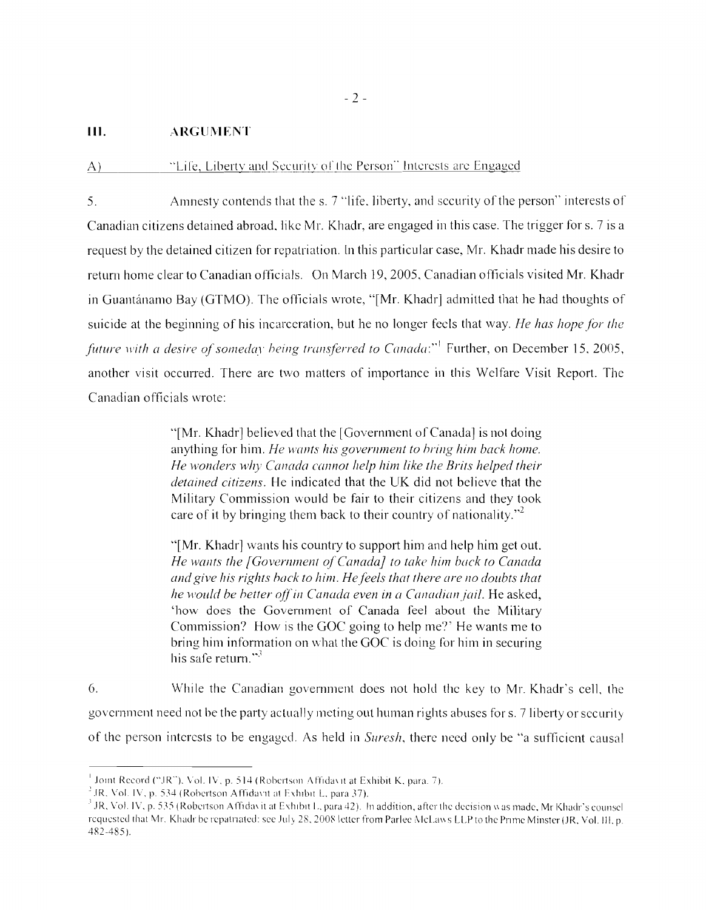## III. ARGUMENT

### A) "Life, Liberty and Security of the Person" Interests are Engaged

5. Amnesty contends that the s. 7 "life, liberty, and security of the person" interests of Canadian citizens detained abroad, like Mr. Khadr, are engaged in this case. The trigger for s. 7 is a request by the detained citizen for repatriation. In this particular case, Mr. Khadr made his desire to return home clear to Canadian officials. On March 19, 2005, Canadian officials visited Mr. Khadr in Guantánamo Bay (GTMO). The officials wrote, "[Mr. Khadr] admitted that he had thoughts of suicide at the beginning of his incarceration, but he no longer feels that way. *He has hope for the future with a desire of someday being transferred to Canada*."[1] Further, on December 15, 2005, another visit occurred. There are two matters of importance in this Welfare Visit Report. The Canadian officials wrote:

> "[Mr. Khadr] believed that the [Government of Canada] is not doing anything for him. *He wants his government to bring him back home. He wonders why Canada cannot help him like the Brits helped their detained citizens*. He indicated that the UK did not believe that the Military Commission would be fair to their citizens and they took care of it by bringing them back to their country of nationality."[2]

> "[Mr. Khadr] wants his country to support him and help him get out. *He wants the [Government of Canada] to take him back to Canada and give his rights back to him. He feels that there are no doubts that he would be better off in Canada even in a Canadian jail*. He asked, 'how does the Government of Canada feel about the Military Commission? How is the GOC going to help me?' He wants me to bring him information on what the GOC is doing for him in securing his safe return."[3]

6. While the Canadian government does not hold the key to Mr. Khadr's cell, the government need not be the party actually meting out human rights abuses for s. 7 liberty or security of the person interests to be engaged. As held in *Suresh*, there need only be "a sufficient causal

---

[1] Joint Record ("JR"), Vol. IV, p. 514 (Robertson Affidavit at Exhibit K, para. 7).

[2] JR, Vol. IV, p. 534 (Robertson Affidavit at Exhibit L, para 37).

[3] JR, Vol. IV, p. 535 (Robertson Affidavit at Exhibit L, para 42). In addition, after the decision was made, Mr Khadr's counsel requested that Mr. Khadr be repatriated: see July 28, 2008 letter from Parlee McLaws LLP to the Prime Minster (JR, Vol. III, p. 482-485).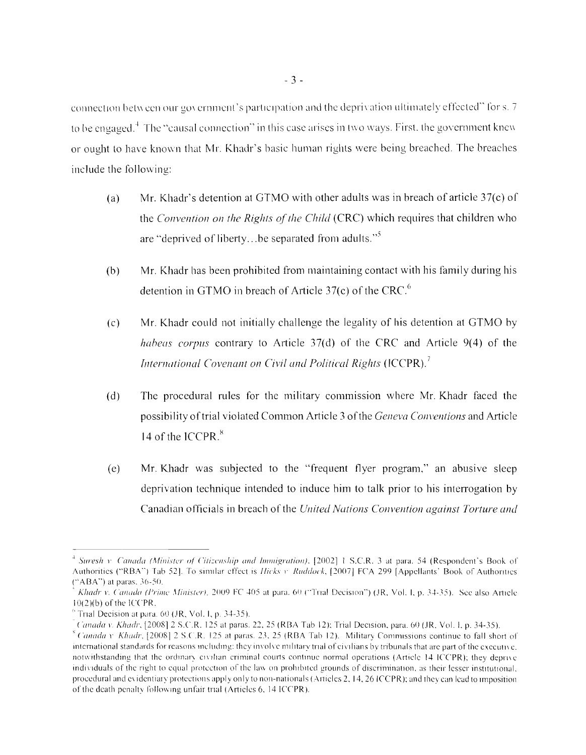connection between our government's participation and the deprivation ultimately effected" for s. 7 to be engaged.[4] The "causal connection" in this case arises in two ways. First, the government knew or ought to have known that Mr. Khadr's basic human rights were being breached. The breaches include the following:

(a) Mr. Khadr's detention at GTMO with other adults was in breach of article 37(c) of the *Convention on the Rights of the Child* (CRC) which requires that children who are "deprived of liberty...be separated from adults."[5]

(b) Mr. Khadr has been prohibited from maintaining contact with his family during his detention in GTMO in breach of Article 37(c) of the CRC.[6]

(c) Mr. Khadr could not initially challenge the legality of his detention at GTMO by *habeas corpus* contrary to Article 37(d) of the CRC and Article 9(4) of the *International Covenant on Civil and Political Rights* (ICCPR).[7]

(d) The procedural rules for the military commission where Mr. Khadr faced the possibility of trial violated Common Article 3 of the *Geneva Conventions* and Article 14 of the ICCPR.[8]

(e) Mr. Khadr was subjected to the "frequent flyer program," an abusive sleep deprivation technique intended to induce him to talk prior to his interrogation by Canadian officials in breach of the *United Nations Convention against Torture and*

---

[4] *Suresh v. Canada (Minister of Citizenship and Immigration)*, [2002] 1 S.C.R. 3 at para. 54 (Respondent's Book of Authorities ("RBA") Tab 52]. To similar effect is *Hicks v. Ruddock*, [2007] FCA 299 [Appellants' Book of Authorities ("ABA") at paras. 36-50.

[5] *Khadr v. Canada (Prime Minister)*, 2009 FC 405 at para. 60 ("Trial Decision") (JR, Vol. I, p. 34-35). See also Article 10(2)(b) of the ICCPR.

[6] Trial Decision at para. 60 (JR, Vol. I, p. 34-35).

[7] *Canada v. Khadr*, [2008] 2 S.C.R. 125 at paras. 22, 25 (RBA Tab 12); Trial Decision, para. 60 (JR, Vol. I, p. 34-35).

[8] *Canada v. Khadr*, [2008] 2 S.C.R. 125 at paras. 23, 25 (RBA Tab 12). Military Commissions continue to fall short of international standards for reasons including: they involve military trial of civilians by tribunals that are part of the executive, notwithstanding that the ordinary civilian criminal courts continue normal operations (Article 14 ICCPR); they deprive individuals of the right to equal protection of the law on prohibited grounds of discrimination, as their lesser institutional, procedural and evidentiary protections apply only to non-nationals (Articles 2, 14, 26 ICCPR); and they can lead to imposition of the death penalty following unfair trial (Articles 6, 14 ICCPR).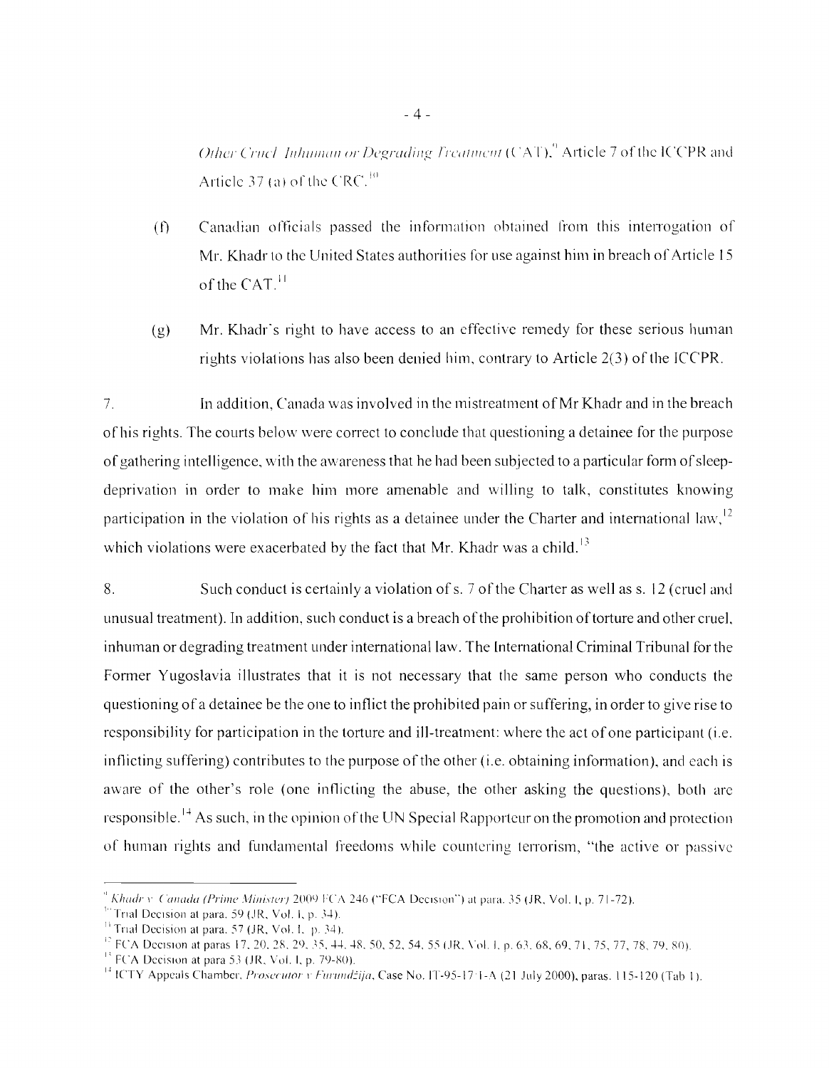*Other Cruel, Inhuman or Degrading Treatment* (CAT),[9] Article 7 of the ICCPR and Article 37 (a) of the CRC.[10]

(f) Canadian officials passed the information obtained from this interrogation of Mr. Khadr to the United States authorities for use against him in breach of Article 15 of the CAT.[11]

(g) Mr. Khadr's right to have access to an effective remedy for these serious human rights violations has also been denied him, contrary to Article 2(3) of the ICCPR.

7. In addition, Canada was involved in the mistreatment of Mr Khadr and in the breach of his rights. The courts below were correct to conclude that questioning a detainee for the purpose of gathering intelligence, with the awareness that he had been subjected to a particular form of sleep-deprivation in order to make him more amenable and willing to talk, constitutes knowing participation in the violation of his rights as a detainee under the Charter and international law,[12] which violations were exacerbated by the fact that Mr. Khadr was a child.[13]

8. Such conduct is certainly a violation of s. 7 of the Charter as well as s. 12 (cruel and unusual treatment). In addition, such conduct is a breach of the prohibition of torture and other cruel, inhuman or degrading treatment under international law. The International Criminal Tribunal for the Former Yugoslavia illustrates that it is not necessary that the same person who conducts the questioning of a detainee be the one to inflict the prohibited pain or suffering, in order to give rise to responsibility for participation in the torture and ill-treatment: where the act of one participant (i.e. inflicting suffering) contributes to the purpose of the other (i.e. obtaining information), and each is aware of the other's role (one inflicting the abuse, the other asking the questions), both are responsible.[14] As such, in the opinion of the UN Special Rapporteur on the promotion and protection of human rights and fundamental freedoms while countering terrorism, "the active or passive

---

[9] *Khadr v. Canada (Prime Minister)* 2009 FCA 246 ("FCA Decision") at para. 35 (JR, Vol. I, p. 71-72).

[10] Trial Decision at para. 59 (JR, Vol. I, p. 34).

[11] Trial Decision at para. 57 (JR, Vol. I, p. 34).

[12] FCA Decision at paras 17, 20, 28, 29, 35, 44, 48, 50, 52, 54, 55 (JR, Vol. I, p. 63, 68, 69, 71, 75, 77, 78, 79, 80).

[13] FCA Decision at para 53 (JR, Vol. I, p. 79-80).

[14] ICTY Appeals Chamber, *Prosecutor v Furundžija*, Case No. IT-95-17/1-A (21 July 2000), paras. 115-120 (Tab 1).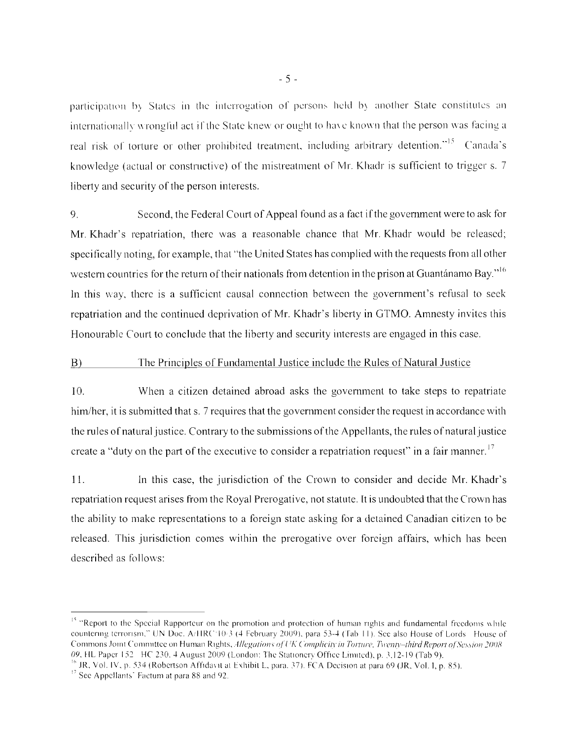participation by States in the interrogation of persons held by another State constitutes an internationally wrongful act if the State knew or ought to have known that the person was facing a real risk of torture or other prohibited treatment, including arbitrary detention."[15] Canada's knowledge (actual or constructive) of the mistreatment of Mr. Khadr is sufficient to trigger s. 7 liberty and security of the person interests.

9. Second, the Federal Court of Appeal found as a fact if the government were to ask for Mr. Khadr's repatriation, there was a reasonable chance that Mr. Khadr would be released; specifically noting, for example, that "the United States has complied with the requests from all other western countries for the return of their nationals from detention in the prison at Guantánamo Bay."[16] In this way, there is a sufficient causal connection between the government's refusal to seek repatriation and the continued deprivation of Mr. Khadr's liberty in GTMO. Amnesty invites this Honourable Court to conclude that the liberty and security interests are engaged in this case.

## B) The Principles of Fundamental Justice include the Rules of Natural Justice

10. When a citizen detained abroad asks the government to take steps to repatriate him/her, it is submitted that s. 7 requires that the government consider the request in accordance with the rules of natural justice. Contrary to the submissions of the Appellants, the rules of natural justice create a "duty on the part of the executive to consider a repatriation request" in a fair manner.[17]

11. In this case, the jurisdiction of the Crown to consider and decide Mr. Khadr's repatriation request arises from the Royal Prerogative, not statute. It is undoubted that the Crown has the ability to make representations to a foreign state asking for a detained Canadian citizen to be released. This jurisdiction comes within the prerogative over foreign affairs, which has been described as follows:

---

[15] "Report to the Special Rapporteur on the promotion and protection of human rights and fundamental freedoms while countering terrorism," UN Doc. A/HRC/10/3 (4 February 2009), para 53-4 (Tab 11). See also House of Lords House of Commons Joint Committee on Human Rights, *Allegations of UK Complicity in Torture, Twenty-third Report of Session 2008 09*, HL Paper 152 HC 230, 4 August 2009 (London: The Stationery Office Limited), p. 3,12-19 (Tab 9).

[16] JR, Vol. IV, p. 534 (Robertson Affidavit at Exhibit L, para. 37). FCA Decision at para 69 (JR, Vol. I, p. 85).

[17] See Appellants' Factum at para 88 and 92.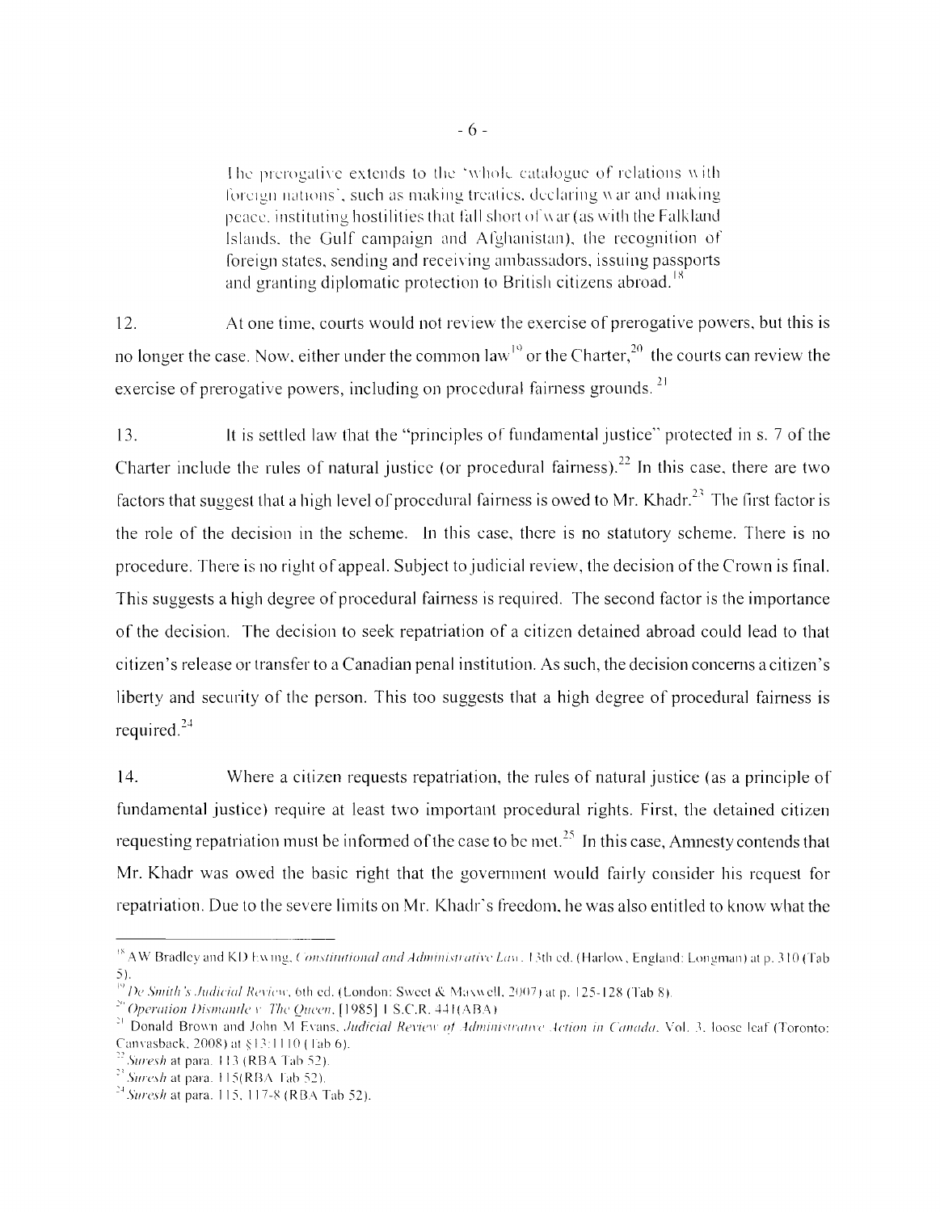> The prerogative extends to the 'whole catalogue of relations with foreign nations', such as making treaties, declaring war and making peace, instituting hostilities that fall short of war (as with the Falkland Islands, the Gulf campaign and Afghanistan), the recognition of foreign states, sending and receiving ambassadors, issuing passports and granting diplomatic protection to British citizens abroad.[18]

12. At one time, courts would not review the exercise of prerogative powers, but this is no longer the case. Now, either under the common law[19] or the Charter,[20] the courts can review the exercise of prerogative powers, including on procedural fairness grounds.[21]

13. It is settled law that the "principles of fundamental justice" protected in s. 7 of the Charter include the rules of natural justice (or procedural fairness).[22] In this case, there are two factors that suggest that a high level of procedural fairness is owed to Mr. Khadr.[23] The first factor is the role of the decision in the scheme. In this case, there is no statutory scheme. There is no procedure. There is no right of appeal. Subject to judicial review, the decision of the Crown is final. This suggests a high degree of procedural fairness is required. The second factor is the importance of the decision. The decision to seek repatriation of a citizen detained abroad could lead to that citizen's release or transfer to a Canadian penal institution. As such, the decision concerns a citizen's liberty and security of the person. This too suggests that a high degree of procedural fairness is required.[24]

14. Where a citizen requests repatriation, the rules of natural justice (as a principle of fundamental justice) require at least two important procedural rights. First, the detained citizen requesting repatriation must be informed of the case to be met.[25] In this case, Amnesty contends that Mr. Khadr was owed the basic right that the government would fairly consider his request for repatriation. Due to the severe limits on Mr. Khadr's freedom, he was also entitled to know what the

---

[18] AW Bradley and KD Ewing, *Constitutional and Administrative Law*, 13th ed. (Harlow, England: Longman) at p. 310 (Tab 5).

[19] *De Smith's Judicial Review*, 6th ed. (London: Sweet & Maxwell, 2007) at p. 125-128 (Tab 8).

[20] *Operation Dismantle v. The Queen*, [1985] 1 S.C.R. 441(ABA)

[21] Donald Brown and John M Evans, *Judicial Review of Administrative Action in Canada*, Vol. 3, loose leaf (Toronto: Canvasback, 2008) at §13:1110 (Tab 6).

[22] *Suresh* at para. 113 (RBA Tab 52).

[23] *Suresh* at para. 115(RBA Tab 52).

[24] *Suresh* at para. 115, 117-8 (RBA Tab 52).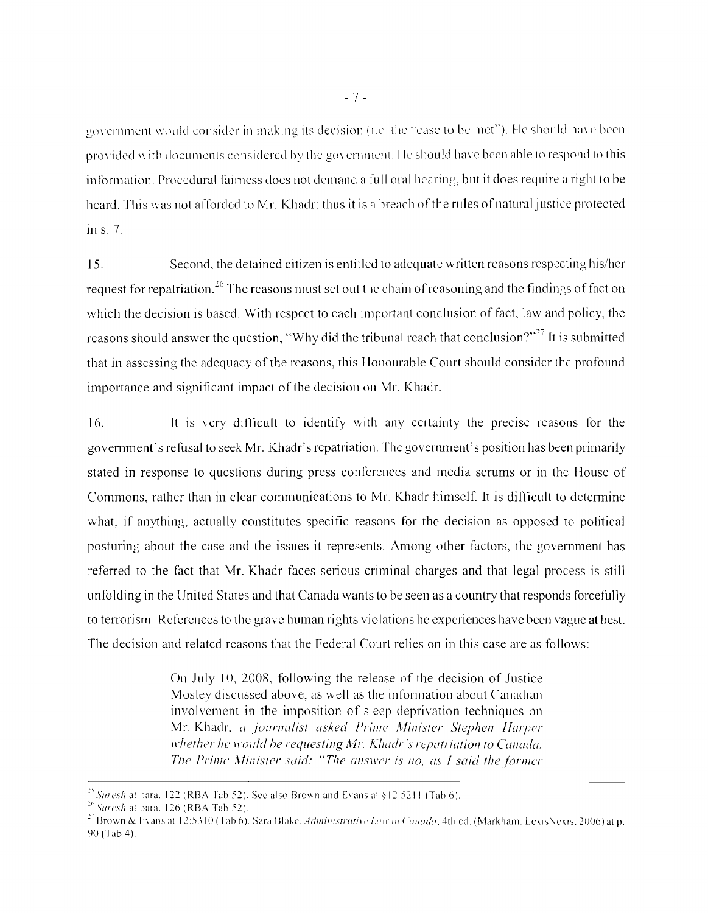government would consider in making its decision (i.e. the "case to be met"). He should have been provided with documents considered by the government. He should have been able to respond to this information. Procedural fairness does not demand a full oral hearing, but it does require a right to be heard. This was not afforded to Mr. Khadr; thus it is a breach of the rules of natural justice protected in s. 7.

15. Second, the detained citizen is entitled to adequate written reasons respecting his/her request for repatriation.[26] The reasons must set out the chain of reasoning and the findings of fact on which the decision is based. With respect to each important conclusion of fact, law and policy, the reasons should answer the question, "Why did the tribunal reach that conclusion?"[27] It is submitted that in assessing the adequacy of the reasons, this Honourable Court should consider the profound importance and significant impact of the decision on Mr. Khadr.

16. It is very difficult to identify with any certainty the precise reasons for the government's refusal to seek Mr. Khadr's repatriation. The government's position has been primarily stated in response to questions during press conferences and media scrums or in the House of Commons, rather than in clear communications to Mr. Khadr himself. It is difficult to determine what, if anything, actually constitutes specific reasons for the decision as opposed to political posturing about the case and the issues it represents. Among other factors, the government has referred to the fact that Mr. Khadr faces serious criminal charges and that legal process is still unfolding in the United States and that Canada wants to be seen as a country that responds forcefully to terrorism. References to the grave human rights violations he experiences have been vague at best. The decision and related reasons that the Federal Court relies on in this case are as follows:

> On July 10, 2008, following the release of the decision of Justice Mosley discussed above, as well as the information about Canadian involvement in the imposition of sleep deprivation techniques on Mr. Khadr, *a journalist asked Prime Minister Stephen Harper whether he would be requesting Mr. Khadr's repatriation to Canada. The Prime Minister said: "The answer is no, as I said the former*

---

[25] *Suresh* at para. 122 (RBA Tab 52). See also Brown and Evans at §12:5211 (Tab 6).

[26] *Suresh* at para. 126 (RBA Tab 52).

[27] Brown & Evans at 12:5310 (Tab 6). Sara Blake, *Administrative Law in Canada*, 4th ed. (Markham: LexisNexis, 2006) at p. 90 (Tab 4).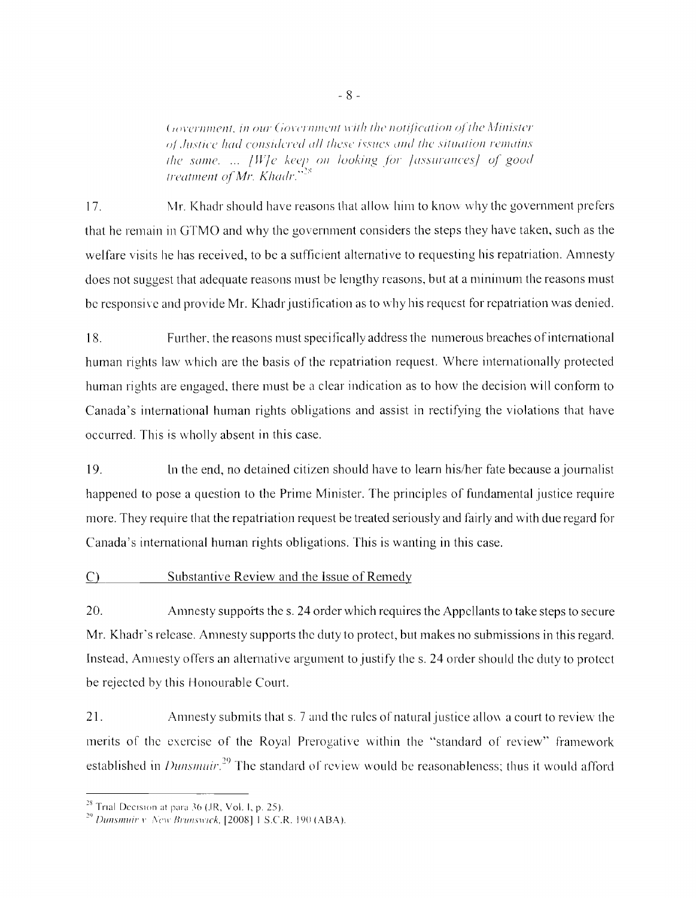*Government, in our Government with the notification of the Minister of Justice had considered all these issues and the situation remains the same. ... [W]e keep on looking for [assurances] of good treatment of Mr. Khadr."*[28]

17. Mr. Khadr should have reasons that allow him to know why the government prefers that he remain in GTMO and why the government considers the steps they have taken, such as the welfare visits he has received, to be a sufficient alternative to requesting his repatriation. Amnesty does not suggest that adequate reasons must be lengthy reasons, but at a minimum the reasons must be responsive and provide Mr. Khadr justification as to why his request for repatriation was denied.

18. Further, the reasons must specifically address the numerous breaches of international human rights law which are the basis of the repatriation request. Where internationally protected human rights are engaged, there must be a clear indication as to how the decision will conform to Canada's international human rights obligations and assist in rectifying the violations that have occurred. This is wholly absent in this case.

19. In the end, no detained citizen should have to learn his/her fate because a journalist happened to pose a question to the Prime Minister. The principles of fundamental justice require more. They require that the repatriation request be treated seriously and fairly and with due regard for Canada's international human rights obligations. This is wanting in this case.

## C) Substantive Review and the Issue of Remedy

20. Amnesty supports the s. 24 order which requires the Appellants to take steps to secure Mr. Khadr's release. Amnesty supports the duty to protect, but makes no submissions in this regard. Instead, Amnesty offers an alternative argument to justify the s. 24 order should the duty to protect be rejected by this Honourable Court.

21. Amnesty submits that s. 7 and the rules of natural justice allow a court to review the merits of the exercise of the Royal Prerogative within the "standard of review" framework established in *Dunsmuir*.[29] The standard of review would be reasonableness; thus it would afford

---

[28] Trial Decision at para 36 (JR, Vol. I, p. 25).

[29] *Dunsmuir v. New Brunswick*, [2008] 1 S.C.R. 190 (ABA).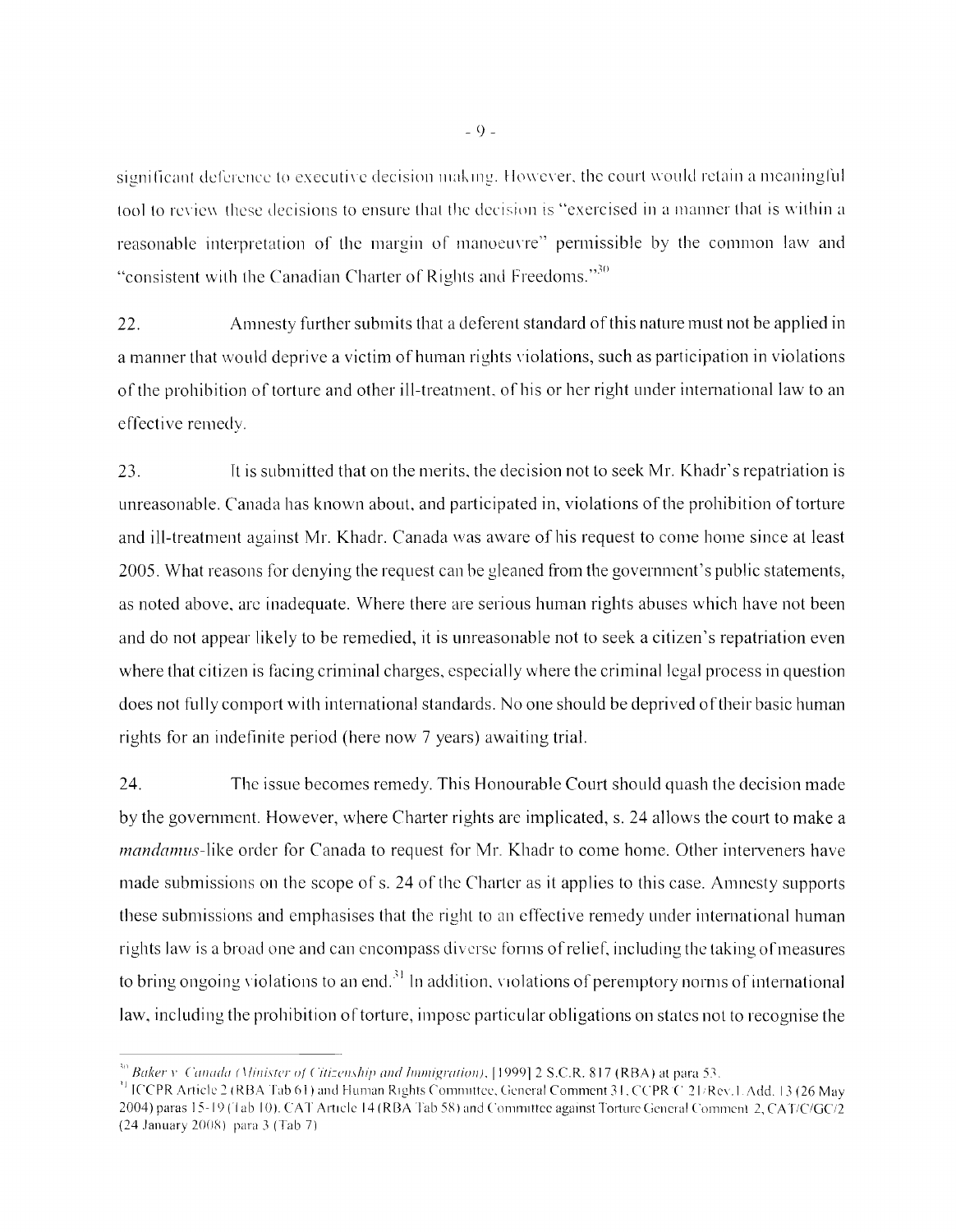significant deference to executive decision making. However, the court would retain a meaningful tool to review these decisions to ensure that the decision is "exercised in a manner that is within a reasonable interpretation of the margin of manoeuvre" permissible by the common law and "consistent with the Canadian Charter of Rights and Freedoms."[30]

22. Amnesty further submits that a deferent standard of this nature must not be applied in a manner that would deprive a victim of human rights violations, such as participation in violations of the prohibition of torture and other ill-treatment, of his or her right under international law to an effective remedy.

23. It is submitted that on the merits, the decision not to seek Mr. Khadr's repatriation is unreasonable. Canada has known about, and participated in, violations of the prohibition of torture and ill-treatment against Mr. Khadr. Canada was aware of his request to come home since at least 2005. What reasons for denying the request can be gleaned from the government's public statements, as noted above, are inadequate. Where there are serious human rights abuses which have not been and do not appear likely to be remedied, it is unreasonable not to seek a citizen's repatriation even where that citizen is facing criminal charges, especially where the criminal legal process in question does not fully comport with international standards. No one should be deprived of their basic human rights for an indefinite period (here now 7 years) awaiting trial.

24. The issue becomes remedy. This Honourable Court should quash the decision made by the government. However, where Charter rights are implicated, s. 24 allows the court to make a *mandamus*-like order for Canada to request for Mr. Khadr to come home. Other interveners have made submissions on the scope of s. 24 of the Charter as it applies to this case. Amnesty supports these submissions and emphasises that the right to an effective remedy under international human rights law is a broad one and can encompass diverse forms of relief, including the taking of measures to bring ongoing violations to an end.[31] In addition, violations of peremptory norms of international law, including the prohibition of torture, impose particular obligations on states not to recognise the

---

[30] *Baker v. Canada (Minister of Citizenship and Immigration)*, [1999] 2 S.C.R. 817 (RBA) at para 53.

[31] ICCPR Article 2 (RBA Tab 61) and Human Rights Committee, General Comment 31, CCPR/C/21/Rev.1.Add. 13 (26 May 2004) paras 15-19 (Tab 10). CAT Article 14 (RBA Tab 58) and Committee against Torture General Comment 2, CAT/C/GC/2 (24 January 2008) para 3 (Tab 7)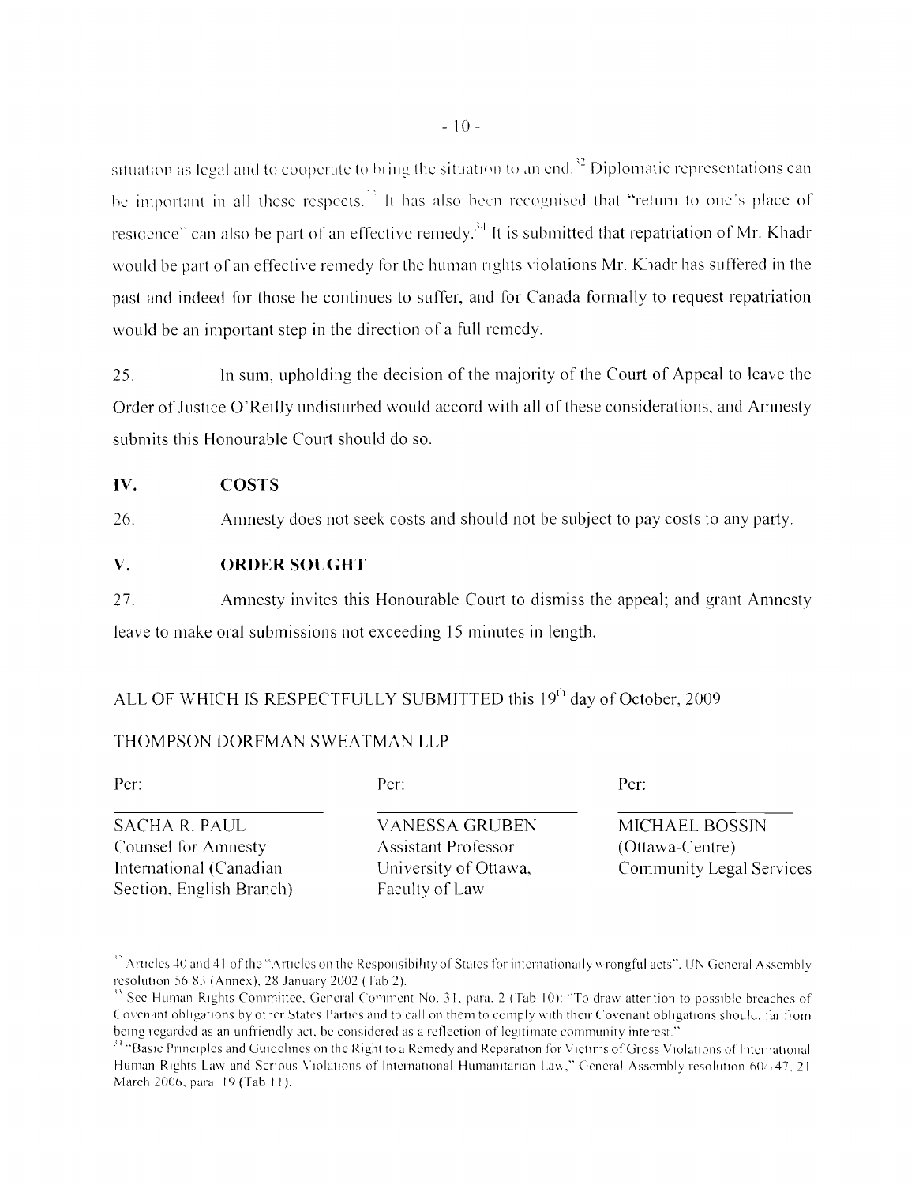situation as legal and to cooperate to bring the situation to an end.[32] Diplomatic representations can be important in all these respects.[33] It has also been recognised that "return to one's place of residence" can also be part of an effective remedy.[34] It is submitted that repatriation of Mr. Khadr would be part of an effective remedy for the human rights violations Mr. Khadr has suffered in the past and indeed for those he continues to suffer, and for Canada formally to request repatriation would be an important step in the direction of a full remedy.

25. In sum, upholding the decision of the majority of the Court of Appeal to leave the Order of Justice O'Reilly undisturbed would accord with all of these considerations, and Amnesty submits this Honourable Court should do so.

## IV. COSTS

26. Amnesty does not seek costs and should not be subject to pay costs to any party.

## V. ORDER SOUGHT

27. Amnesty invites this Honourable Court to dismiss the appeal; and grant Amnesty leave to make oral submissions not exceeding 15 minutes in length.

ALL OF WHICH IS RESPECTFULLY SUBMITTED this 19th day of October, 2009

THOMPSON DORFMAN SWEATMAN LLP

| Per: | Per: | Per: |
|---|---|---|
| SACHA R. PAUL<br>Counsel for Amnesty International (Canadian Section, English Branch) | VANESSA GRUBEN<br>Assistant Professor<br>University of Ottawa, Faculty of Law | MICHAEL BOSSIN<br>(Ottawa-Centre)<br>Community Legal Services |

---

[32] Articles 40 and 41 of the "Articles on the Responsibility of States for internationally wrongful acts", UN General Assembly resolution 56/83 (Annex), 28 January 2002 (Tab 2).

[33] See Human Rights Committee, General Comment No. 31, para. 2 (Tab 10): "To draw attention to possible breaches of Covenant obligations by other States Parties and to call on them to comply with their Covenant obligations should, far from being regarded as an unfriendly act, be considered as a reflection of legitimate community interest."

[34] "Basic Principles and Guidelines on the Right to a Remedy and Reparation for Victims of Gross Violations of International Human Rights Law and Serious Violations of International Humanitarian Law," General Assembly resolution 60/147, 21 March 2006, para. 19 (Tab 11).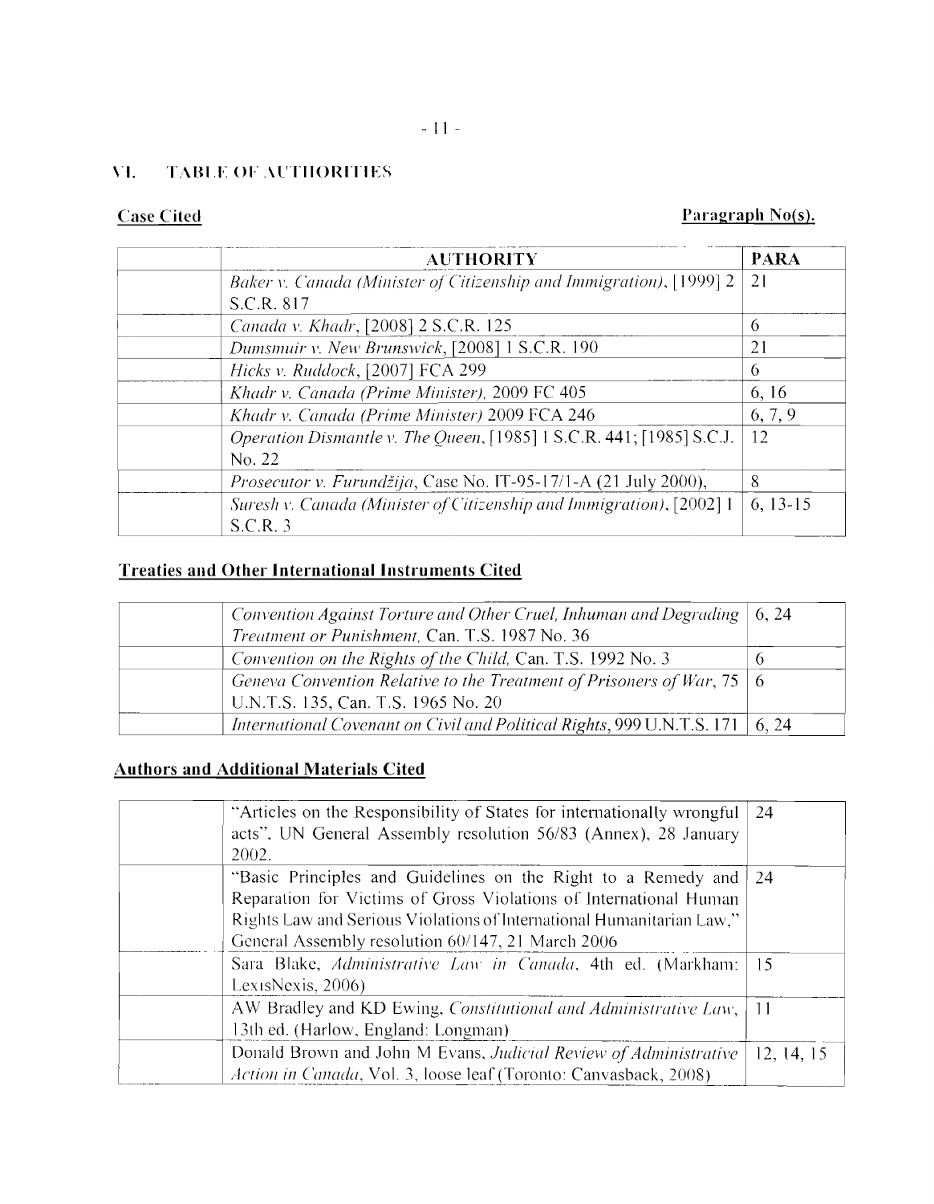## VI. TABLE OF AUTHORITIES

**Case Cited** **Paragraph No(s).**

| | AUTHORITY | PARA |
|---|---|---|
| | *Baker v. Canada (Minister of Citizenship and Immigration)*, [1999] 2 S.C.R. 817 | 21 |
| | *Canada v. Khadr*, [2008] 2 S.C.R. 125 | 6 |
| | *Dunsmuir v. New Brunswick*, [2008] 1 S.C.R. 190 | 21 |
| | *Hicks v. Ruddock*, [2007] FCA 299 | 6 |
| | *Khadr v. Canada (Prime Minister)*, 2009 FC 405 | 6, 16 |
| | *Khadr v. Canada (Prime Minister)* 2009 FCA 246 | 6, 7, 9 |
| | *Operation Dismantle v. The Queen*, [1985] 1 S.C.R. 441; [1985] S.C.J. No. 22 | 12 |
| | *Prosecutor v. Furundžija*, Case No. IT-95-17/1-A (21 July 2000), | 8 |
| | *Suresh v. Canada (Minister of Citizenship and Immigration)*, [2002] 1 S.C.R. 3 | 6, 13-15 |

**Treaties and Other International Instruments Cited**

| | | |
|---|---|---|
| | *Convention Against Torture and Other Cruel, Inhuman and Degrading Treatment or Punishment*, Can. T.S. 1987 No. 36 | 6, 24 |
| | *Convention on the Rights of the Child*, Can. T.S. 1992 No. 3 | 6 |
| | *Geneva Convention Relative to the Treatment of Prisoners of War*, 75 U.N.T.S. 135, Can. T.S. 1965 No. 20 | 6 |
| | *International Covenant on Civil and Political Rights*, 999 U.N.T.S. 171 | 6, 24 |

**Authors and Additional Materials Cited**

| | | |
|---|---|---|
| | "Articles on the Responsibility of States for internationally wrongful acts", UN General Assembly resolution 56/83 (Annex), 28 January 2002. | 24 |
| | "Basic Principles and Guidelines on the Right to a Remedy and Reparation for Victims of Gross Violations of International Human Rights Law and Serious Violations of International Humanitarian Law," General Assembly resolution 60/147, 21 March 2006 | 24 |
| | Sara Blake, *Administrative Law in Canada*, 4th ed. (Markham: LexisNexis, 2006) | 15 |
| | AW Bradley and KD Ewing, *Constitutional and Administrative Law*, 13th ed. (Harlow, England: Longman) | 11 |
| | Donald Brown and John M Evans, *Judicial Review of Administrative Action in Canada*, Vol. 3, loose leaf (Toronto: Canvasback, 2008) | 12, 14, 15 |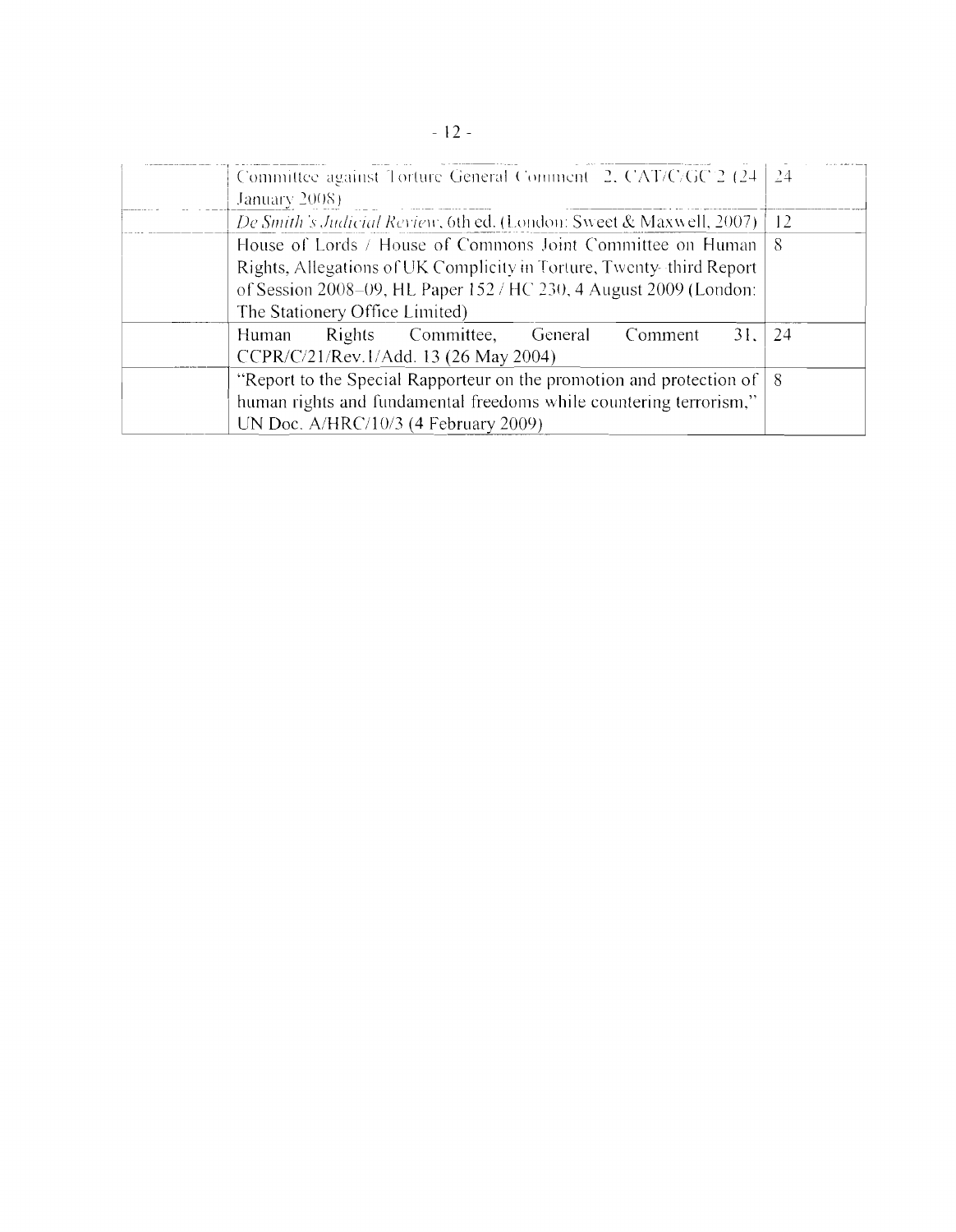| | | |
|---|---|---|
| | Committee against Torture General Comment 2, CAT/C/GC 2 (24 January 2008) | 24 |
| | *De Smith's Judicial Review*, 6th ed. (London: Sweet & Maxwell, 2007) | 12 |
| | House of Lords / House of Commons Joint Committee on Human Rights, Allegations of UK Complicity in Torture, Twenty-third Report of Session 2008–09, HL Paper 152 / HC 230, 4 August 2009 (London: The Stationery Office Limited) | 8 |
| | Human Rights Committee, General Comment 31, CCPR/C/21/Rev.1/Add. 13 (26 May 2004) | 24 |
| | "Report to the Special Rapporteur on the promotion and protection of human rights and fundamental freedoms while countering terrorism," UN Doc. A/HRC/10/3 (4 February 2009) | 8 |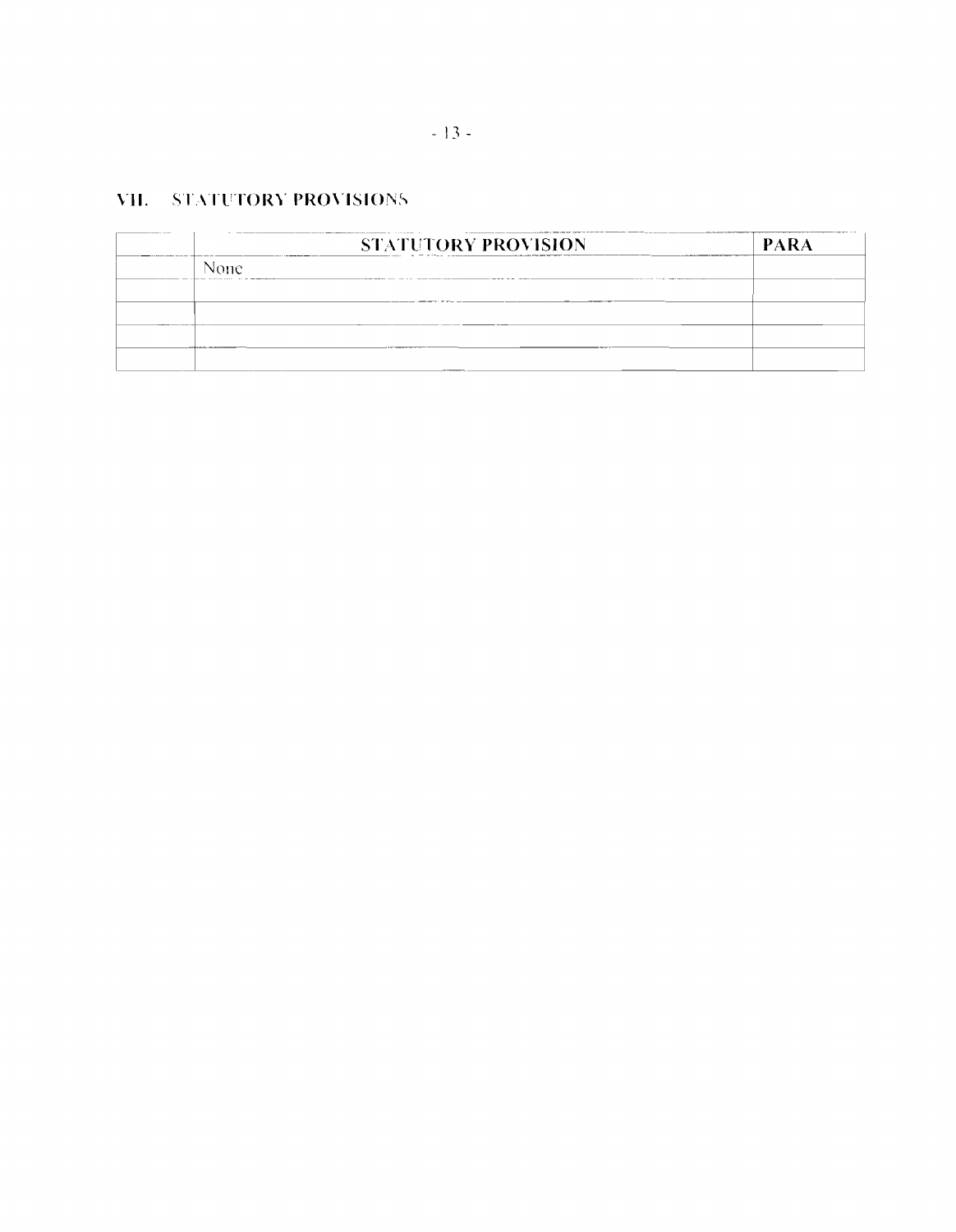## VII. STATUTORY PROVISIONS

| | STATUTORY PROVISION | PARA |
|---|---|---|
| | None | |
| | | |
| | | |
| | | |
| | | |